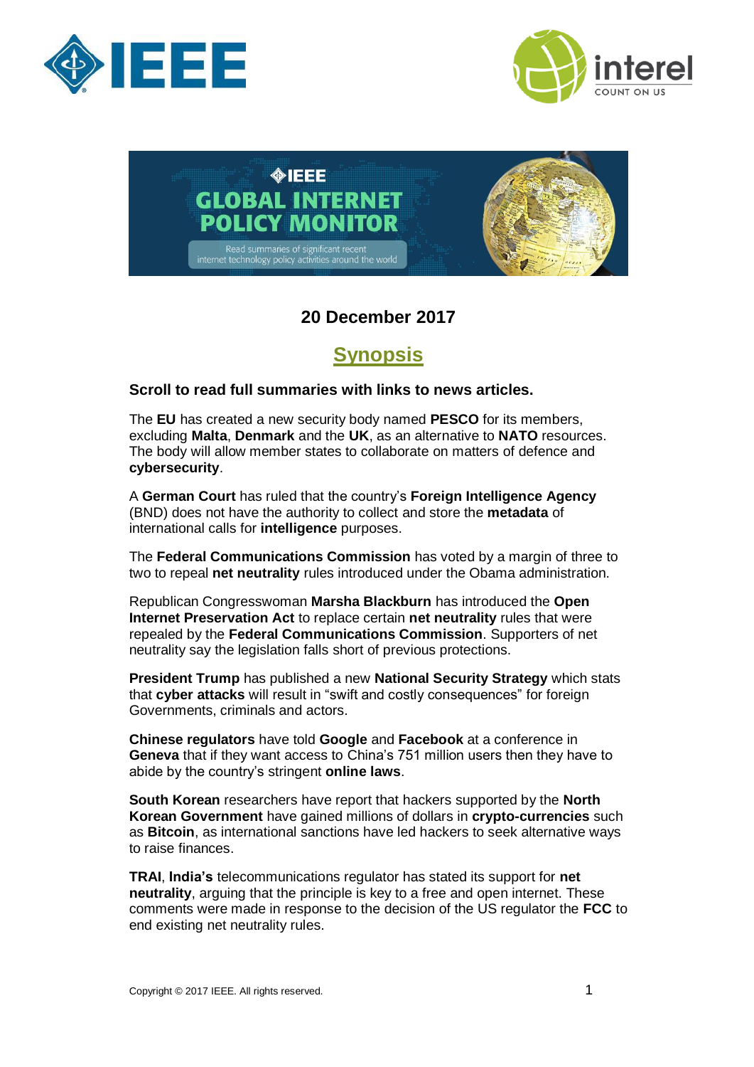**20 December 2017**

## Synopsis

**Scroll to read full summaries with links to news articles.**

The **EU** has created a new security body named **PESCO** for its members, excluding **Malta**, **Denmark** and the **UK**, as an alternative to **NATO** resources. The body will allow member states to collaborate on matters of defence and **cybersecurity**.

A **German Court** has ruled that the country's **Foreign Intelligence Agency** (BND) does not have the authority to collect and store the **metadata** of international calls for **intelligence** purposes.

The **Federal Communications Commission** has voted by a margin of three to two to repeal **net neutrality** rules introduced under the Obama administration.

Republican Congresswoman **Marsha Blackburn** has introduced the **Open Internet Preservation Act** to replace certain **net neutrality** rules that were repealed by the **Federal Communications Commission**. Supporters of net neutrality say the legislation falls short of previous protections.

**President Trump** has published a new **National Security Strategy** which stats that **cyber attacks** will result in "swift and costly consequences" for foreign Governments, criminals and actors.

**Chinese regulators** have told **Google** and **Facebook** at a conference in **Geneva** that if they want access to China's 751 million users then they have to abide by the country's stringent **online laws**.

**South Korean** researchers have report that hackers supported by the **North Korean Government** have gained millions of dollars in **crypto-currencies** such as **Bitcoin**, as international sanctions have led hackers to seek alternative ways to raise finances.

**TRAI**, **India's** telecommunications regulator has stated its support for **net neutrality**, arguing that the principle is key to a free and open internet. These comments were made in response to the decision of the US regulator the **FCC** to end existing net neutrality rules.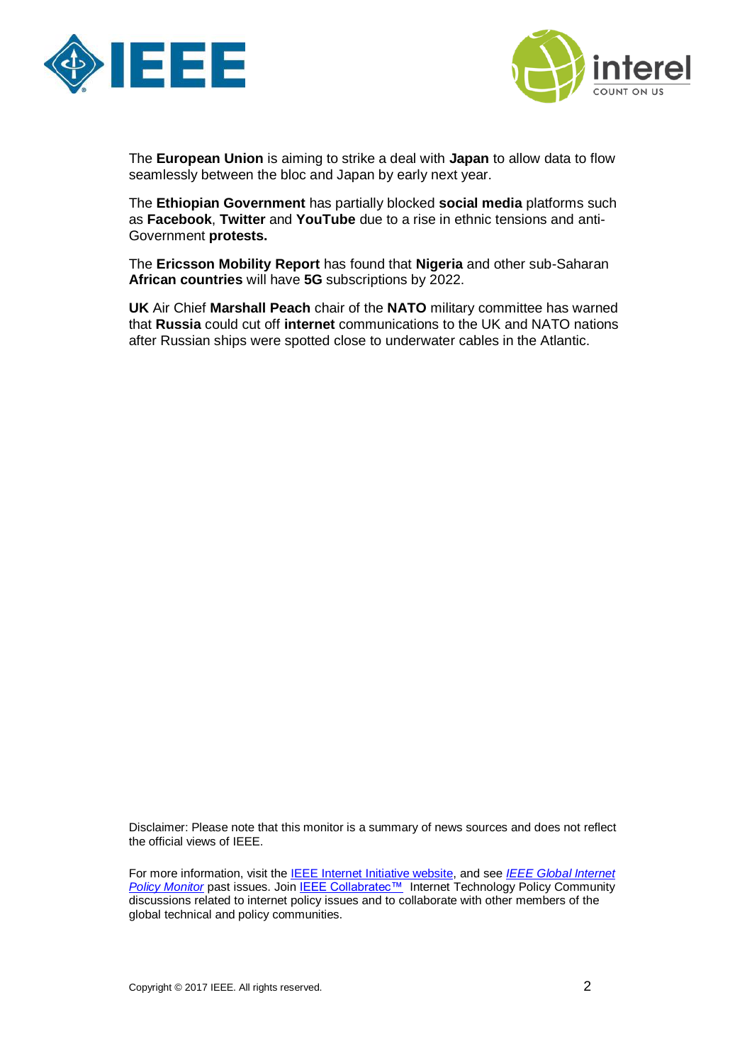The **European Union** is aiming to strike a deal with **Japan** to allow data to flow seamlessly between the bloc and Japan by early next year.

The **Ethiopian Government** has partially blocked **social media** platforms such as **Facebook**, **Twitter** and **YouTube** due to a rise in ethnic tensions and anti-Government **protests.**

The **Ericsson Mobility Report** has found that **Nigeria** and other sub-Saharan **African countries** will have **5G** subscriptions by 2022.

**UK** Air Chief **Marshall Peach** chair of the **NATO** military committee has warned that **Russia** could cut off **internet** communications to the UK and NATO nations after Russian ships were spotted close to underwater cables in the Atlantic.

Disclaimer: Please note that this monitor is a summary of news sources and does not reflect the official views of IEEE.

For more information, visit the IEEE Internet Initiative website, and see *IEEE Global Internet Policy Monitor* past issues. Join IEEE Collabratec™ Internet Technology Policy Community discussions related to internet policy issues and to collaborate with other members of the global technical and policy communities.

Copyright © 2017 IEEE. All rights reserved.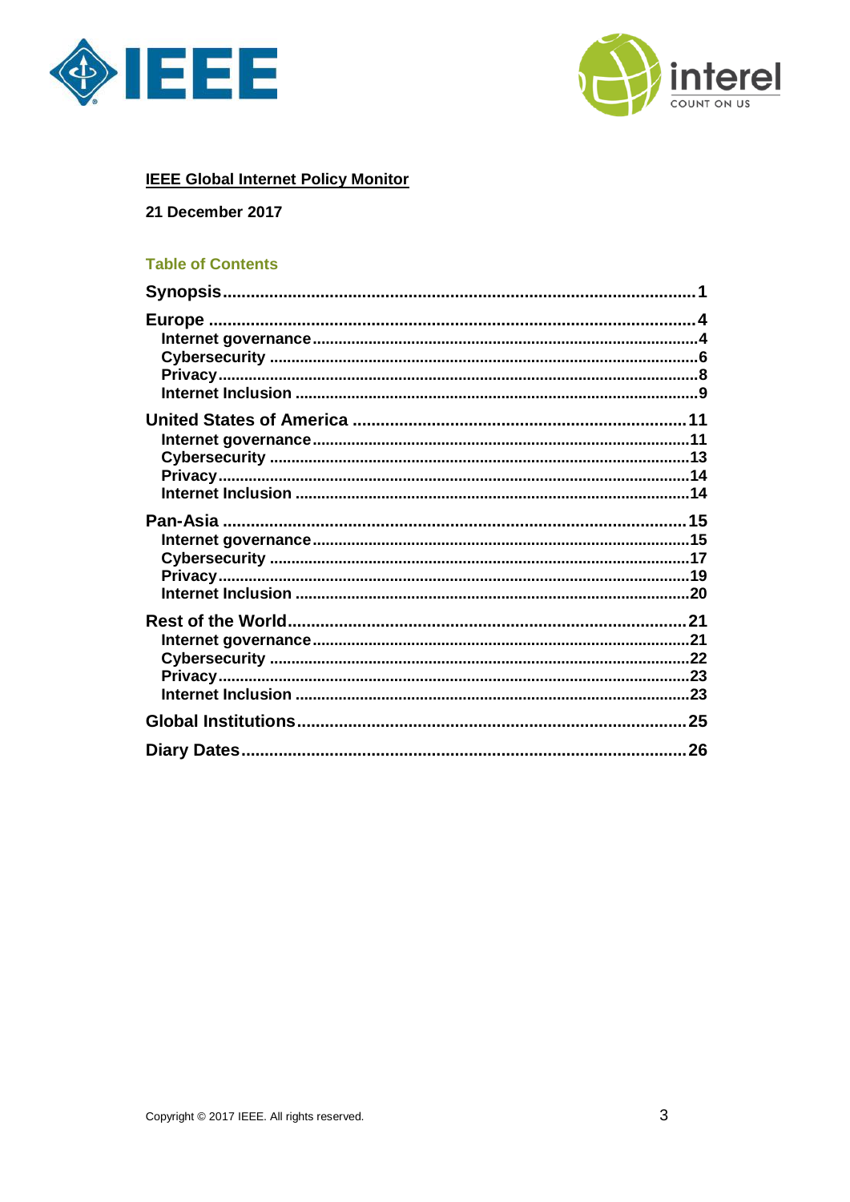**IEEE Global Internet Policy Monitor**

**21 December 2017**

## Table of Contents

**Synopsis** .......... 1

**Europe** .......... 4
- Internet governance .......... 4
- Cybersecurity .......... 6
- Privacy .......... 8
- Internet Inclusion .......... 9

**United States of America** .......... 11
- Internet governance .......... 11
- Cybersecurity .......... 13
- Privacy .......... 14
- Internet Inclusion .......... 14

**Pan-Asia** .......... 15
- Internet governance .......... 15
- Cybersecurity .......... 17
- Privacy .......... 19
- Internet Inclusion .......... 20

**Rest of the World** .......... 21
- Internet governance .......... 21
- Cybersecurity .......... 22
- Privacy .......... 23
- Internet Inclusion .......... 23

**Global Institutions** .......... 25

**Diary Dates** .......... 26

Copyright © 2017 IEEE. All rights reserved.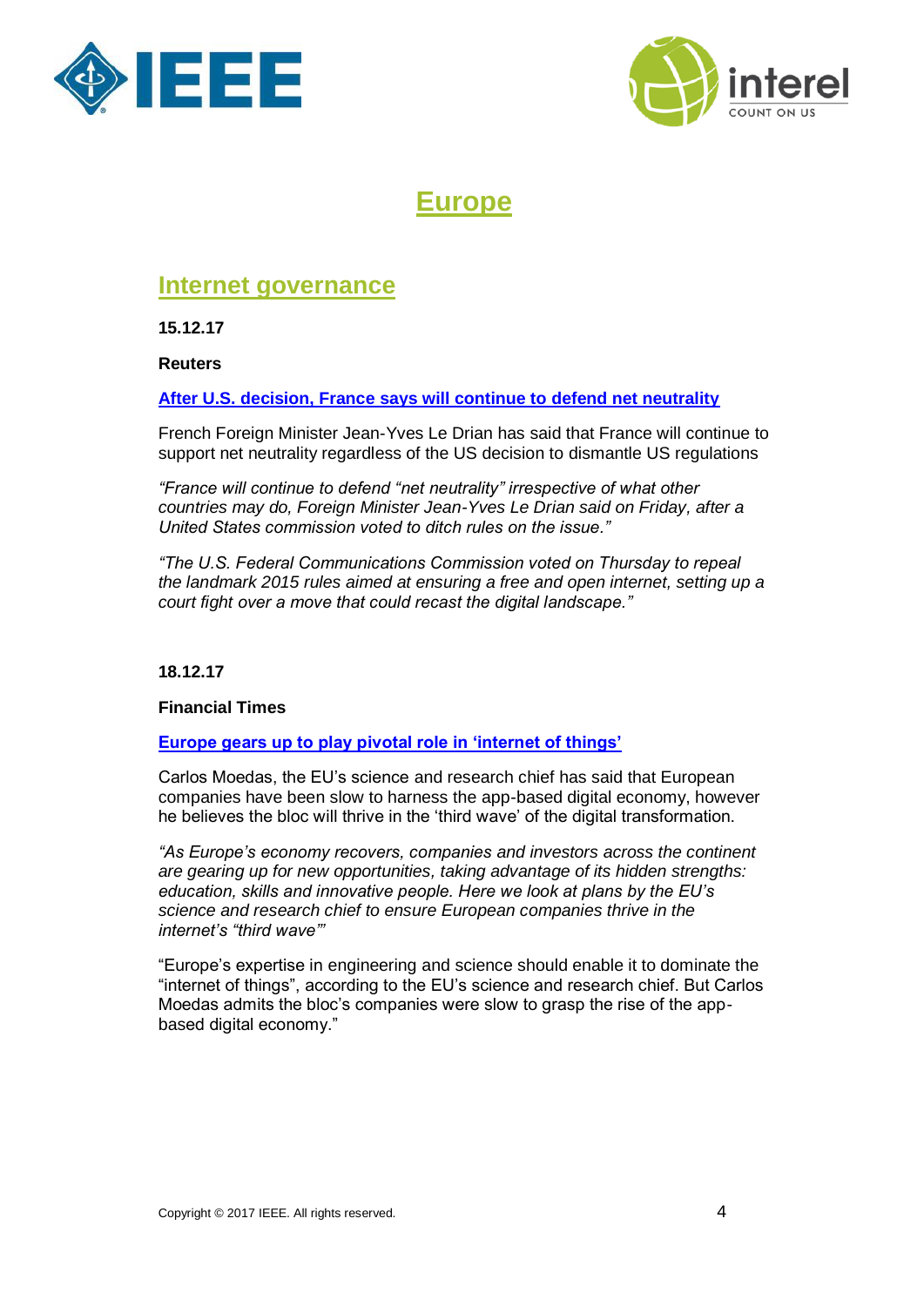# Europe

## Internet governance

**15.12.17**

**Reuters**

**After U.S. decision, France says will continue to defend net neutrality**

French Foreign Minister Jean-Yves Le Drian has said that France will continue to support net neutrality regardless of the US decision to dismantle US regulations

*"France will continue to defend "net neutrality" irrespective of what other countries may do, Foreign Minister Jean-Yves Le Drian said on Friday, after a United States commission voted to ditch rules on the issue."*

*"The U.S. Federal Communications Commission voted on Thursday to repeal the landmark 2015 rules aimed at ensuring a free and open internet, setting up a court fight over a move that could recast the digital landscape."*

**18.12.17**

**Financial Times**

**Europe gears up to play pivotal role in 'internet of things'**

Carlos Moedas, the EU's science and research chief has said that European companies have been slow to harness the app-based digital economy, however he believes the bloc will thrive in the 'third wave' of the digital transformation.

*"As Europe's economy recovers, companies and investors across the continent are gearing up for new opportunities, taking advantage of its hidden strengths: education, skills and innovative people. Here we look at plans by the EU's science and research chief to ensure European companies thrive in the internet's "third wave"'*

"Europe's expertise in engineering and science should enable it to dominate the "internet of things", according to the EU's science and research chief. But Carlos Moedas admits the bloc's companies were slow to grasp the rise of the app-based digital economy."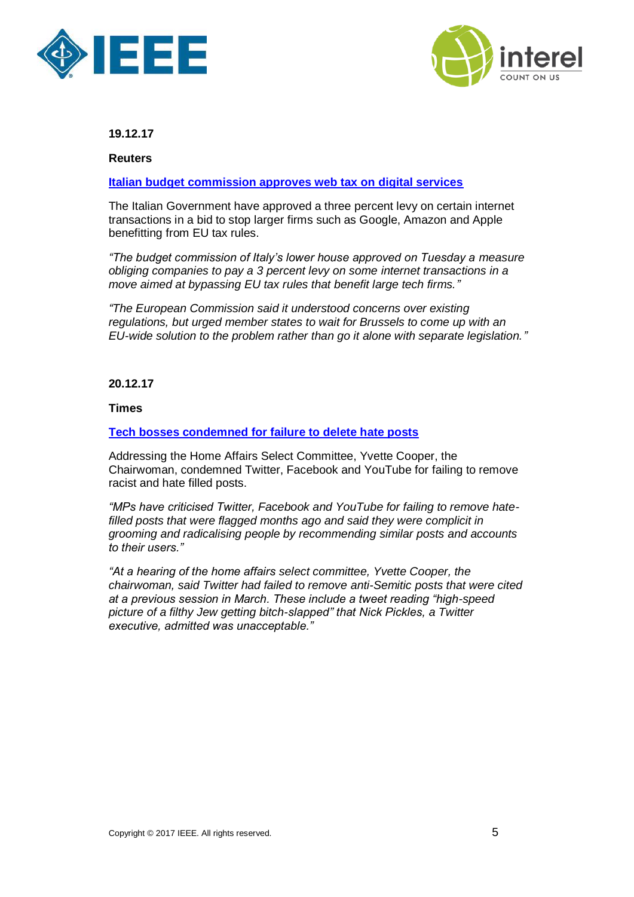**19.12.17**

**Reuters**

**Italian budget commission approves web tax on digital services**

The Italian Government have approved a three percent levy on certain internet transactions in a bid to stop larger firms such as Google, Amazon and Apple benefitting from EU tax rules.

*"The budget commission of Italy's lower house approved on Tuesday a measure obliging companies to pay a 3 percent levy on some internet transactions in a move aimed at bypassing EU tax rules that benefit large tech firms."*

*"The European Commission said it understood concerns over existing regulations, but urged member states to wait for Brussels to come up with an EU-wide solution to the problem rather than go it alone with separate legislation."*

**20.12.17**

**Times**

**Tech bosses condemned for failure to delete hate posts**

Addressing the Home Affairs Select Committee, Yvette Cooper, the Chairwoman, condemned Twitter, Facebook and YouTube for failing to remove racist and hate filled posts.

*"MPs have criticised Twitter, Facebook and YouTube for failing to remove hate-filled posts that were flagged months ago and said they were complicit in grooming and radicalising people by recommending similar posts and accounts to their users."*

*"At a hearing of the home affairs select committee, Yvette Cooper, the chairwoman, said Twitter had failed to remove anti-Semitic posts that were cited at a previous session in March. These include a tweet reading "high-speed picture of a filthy Jew getting bitch-slapped" that Nick Pickles, a Twitter executive, admitted was unacceptable."*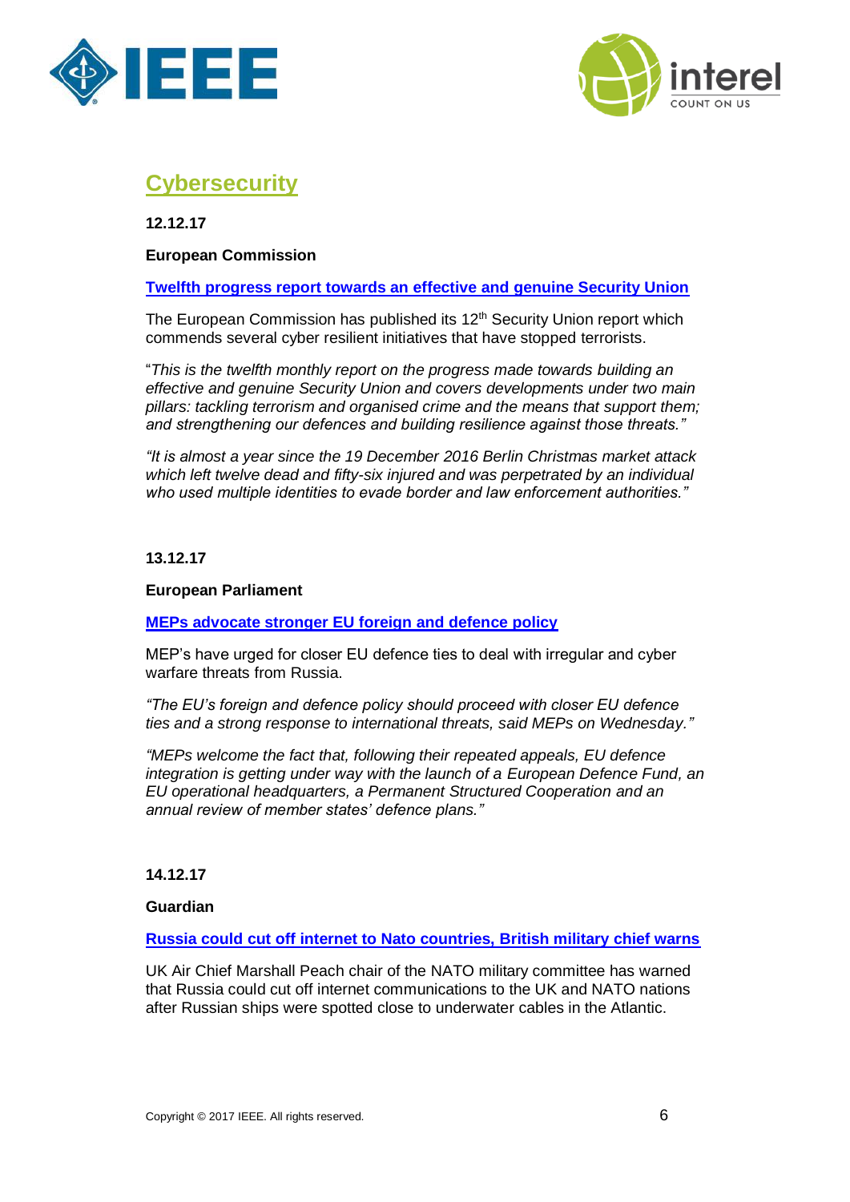## Cybersecurity

**12.12.17**

**European Commission**

**Twelfth progress report towards an effective and genuine Security Union**

The European Commission has published its 12th Security Union report which commends several cyber resilient initiatives that have stopped terrorists.

"*This is the twelfth monthly report on the progress made towards building an effective and genuine Security Union and covers developments under two main pillars: tackling terrorism and organised crime and the means that support them; and strengthening our defences and building resilience against those threats."*

*"It is almost a year since the 19 December 2016 Berlin Christmas market attack which left twelve dead and fifty-six injured and was perpetrated by an individual who used multiple identities to evade border and law enforcement authorities."*

**13.12.17**

**European Parliament**

**MEPs advocate stronger EU foreign and defence policy**

MEP's have urged for closer EU defence ties to deal with irregular and cyber warfare threats from Russia.

*"The EU's foreign and defence policy should proceed with closer EU defence ties and a strong response to international threats, said MEPs on Wednesday."*

*"MEPs welcome the fact that, following their repeated appeals, EU defence integration is getting under way with the launch of a European Defence Fund, an EU operational headquarters, a Permanent Structured Cooperation and an annual review of member states' defence plans."*

**14.12.17**

**Guardian**

**Russia could cut off internet to Nato countries, British military chief warns**

UK Air Chief Marshall Peach chair of the NATO military committee has warned that Russia could cut off internet communications to the UK and NATO nations after Russian ships were spotted close to underwater cables in the Atlantic.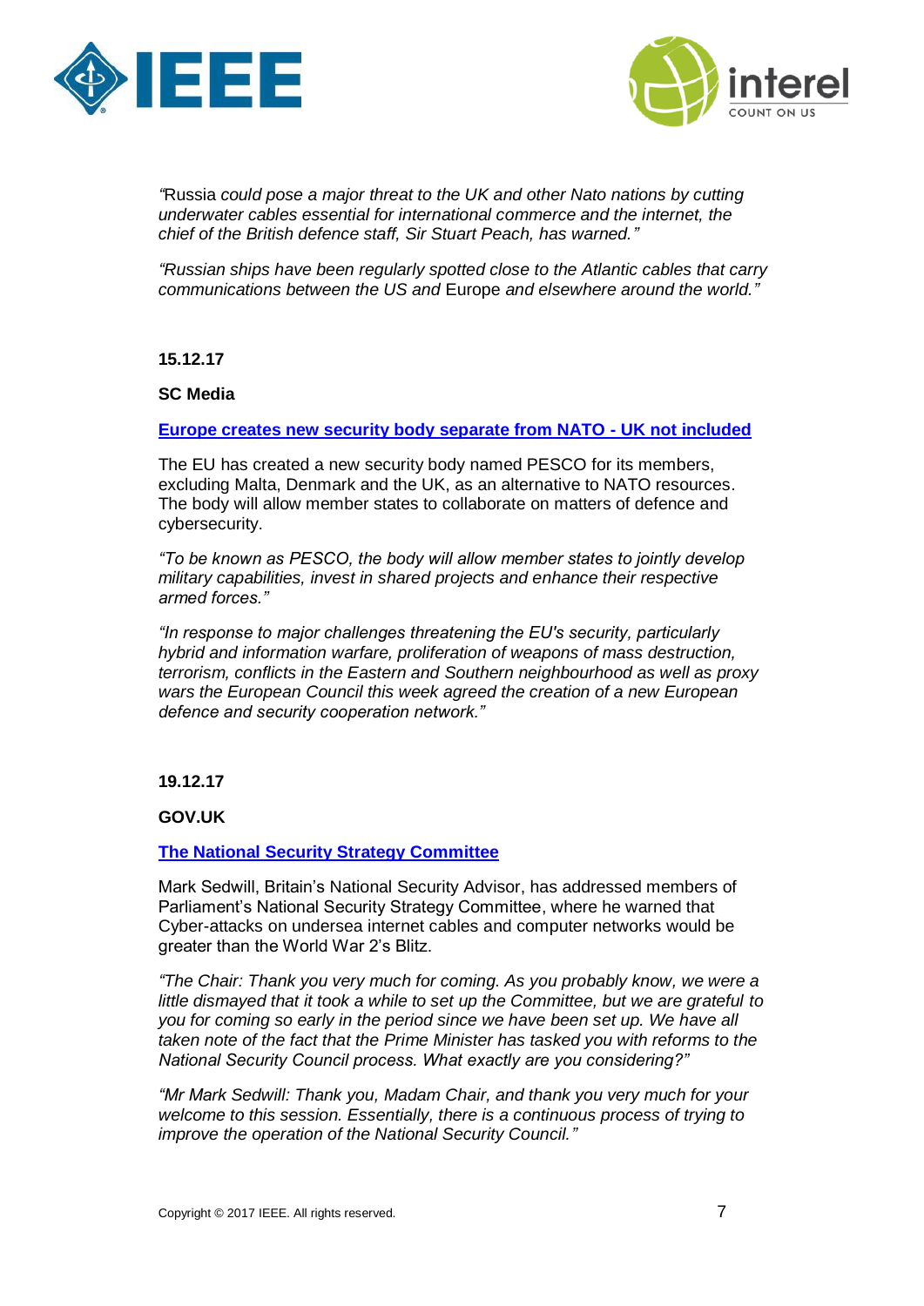*"*Russia *could pose a major threat to the UK and other Nato nations by cutting underwater cables essential for international commerce and the internet, the chief of the British defence staff, Sir Stuart Peach, has warned."*

*"Russian ships have been regularly spotted close to the Atlantic cables that carry communications between the US and* Europe *and elsewhere around the world."*

**15.12.17**

**SC Media**

**Europe creates new security body separate from NATO - UK not included**

The EU has created a new security body named PESCO for its members, excluding Malta, Denmark and the UK, as an alternative to NATO resources. The body will allow member states to collaborate on matters of defence and cybersecurity.

*"To be known as PESCO, the body will allow member states to jointly develop military capabilities, invest in shared projects and enhance their respective armed forces."*

*"In response to major challenges threatening the EU's security, particularly hybrid and information warfare, proliferation of weapons of mass destruction, terrorism, conflicts in the Eastern and Southern neighbourhood as well as proxy wars the European Council this week agreed the creation of a new European defence and security cooperation network."*

**19.12.17**

**GOV.UK**

**The National Security Strategy Committee**

Mark Sedwill, Britain's National Security Advisor, has addressed members of Parliament's National Security Strategy Committee, where he warned that Cyber-attacks on undersea internet cables and computer networks would be greater than the World War 2's Blitz.

*"The Chair: Thank you very much for coming. As you probably know, we were a little dismayed that it took a while to set up the Committee, but we are grateful to you for coming so early in the period since we have been set up. We have all taken note of the fact that the Prime Minister has tasked you with reforms to the National Security Council process. What exactly are you considering?"*

*"Mr Mark Sedwill: Thank you, Madam Chair, and thank you very much for your welcome to this session. Essentially, there is a continuous process of trying to improve the operation of the National Security Council."*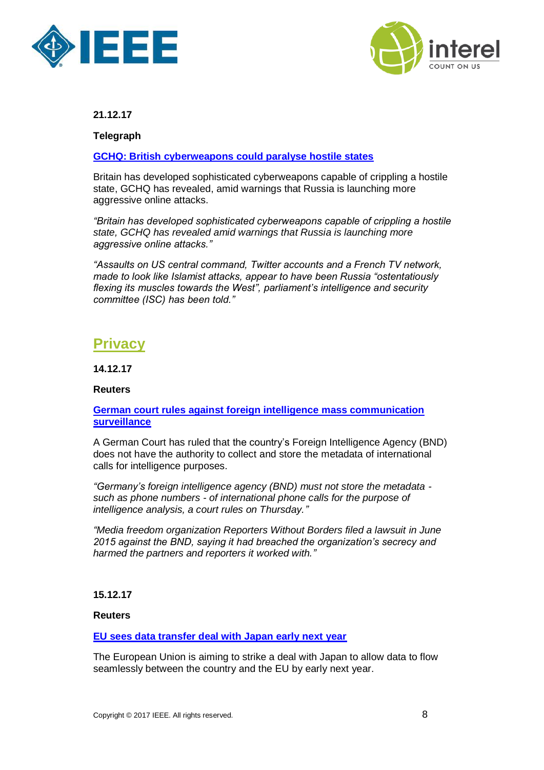**21.12.17**

**Telegraph**

**GCHQ: British cyberweapons could paralyse hostile states**

Britain has developed sophisticated cyberweapons capable of crippling a hostile state, GCHQ has revealed, amid warnings that Russia is launching more aggressive online attacks.

*"Britain has developed sophisticated cyberweapons capable of crippling a hostile state, GCHQ has revealed amid warnings that Russia is launching more aggressive online attacks."*

*"Assaults on US central command, Twitter accounts and a French TV network, made to look like Islamist attacks, appear to have been Russia "ostentatiously flexing its muscles towards the West", parliament's intelligence and security committee (ISC) has been told."*

## Privacy

**14.12.17**

**Reuters**

**German court rules against foreign intelligence mass communication surveillance**

A German Court has ruled that the country's Foreign Intelligence Agency (BND) does not have the authority to collect and store the metadata of international calls for intelligence purposes.

*"Germany's foreign intelligence agency (BND) must not store the metadata - such as phone numbers - of international phone calls for the purpose of intelligence analysis, a court rules on Thursday."*

*"Media freedom organization Reporters Without Borders filed a lawsuit in June 2015 against the BND, saying it had breached the organization's secrecy and harmed the partners and reporters it worked with."*

**15.12.17**

**Reuters**

**EU sees data transfer deal with Japan early next year**

The European Union is aiming to strike a deal with Japan to allow data to flow seamlessly between the country and the EU by early next year.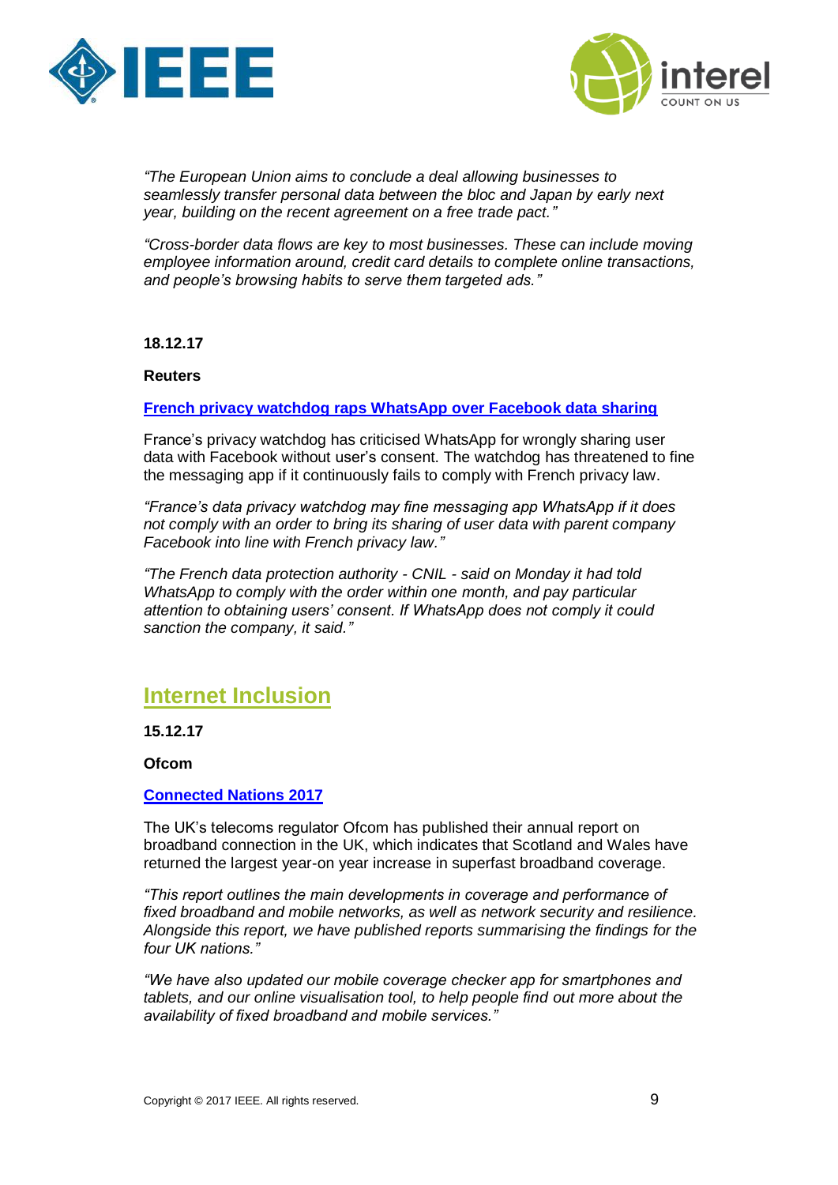*"The European Union aims to conclude a deal allowing businesses to seamlessly transfer personal data between the bloc and Japan by early next year, building on the recent agreement on a free trade pact."*

*"Cross-border data flows are key to most businesses. These can include moving employee information around, credit card details to complete online transactions, and people's browsing habits to serve them targeted ads."*

**18.12.17**

**Reuters**

**French privacy watchdog raps WhatsApp over Facebook data sharing**

France's privacy watchdog has criticised WhatsApp for wrongly sharing user data with Facebook without user's consent. The watchdog has threatened to fine the messaging app if it continuously fails to comply with French privacy law.

*"France's data privacy watchdog may fine messaging app WhatsApp if it does not comply with an order to bring its sharing of user data with parent company Facebook into line with French privacy law."*

*"The French data protection authority - CNIL - said on Monday it had told WhatsApp to comply with the order within one month, and pay particular attention to obtaining users' consent. If WhatsApp does not comply it could sanction the company, it said."*

## Internet Inclusion

**15.12.17**

**Ofcom**

**Connected Nations 2017**

The UK's telecoms regulator Ofcom has published their annual report on broadband connection in the UK, which indicates that Scotland and Wales have returned the largest year-on year increase in superfast broadband coverage.

*"This report outlines the main developments in coverage and performance of fixed broadband and mobile networks, as well as network security and resilience. Alongside this report, we have published reports summarising the findings for the four UK nations."*

*"We have also updated our mobile coverage checker app for smartphones and tablets, and our online visualisation tool, to help people find out more about the availability of fixed broadband and mobile services."*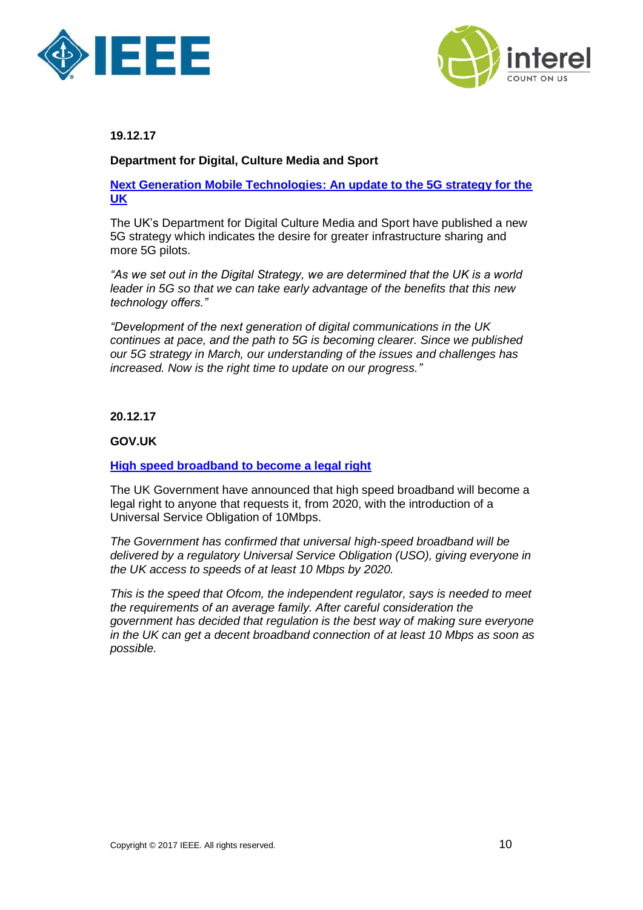**19.12.17**

**Department for Digital, Culture Media and Sport**

**Next Generation Mobile Technologies: An update to the 5G strategy for the UK**

The UK's Department for Digital Culture Media and Sport have published a new 5G strategy which indicates the desire for greater infrastructure sharing and more 5G pilots.

*"As we set out in the Digital Strategy, we are determined that the UK is a world leader in 5G so that we can take early advantage of the benefits that this new technology offers."*

*"Development of the next generation of digital communications in the UK continues at pace, and the path to 5G is becoming clearer. Since we published our 5G strategy in March, our understanding of the issues and challenges has increased. Now is the right time to update on our progress."*

**20.12.17**

**GOV.UK**

**High speed broadband to become a legal right**

The UK Government have announced that high speed broadband will become a legal right to anyone that requests it, from 2020, with the introduction of a Universal Service Obligation of 10Mbps.

*The Government has confirmed that universal high-speed broadband will be delivered by a regulatory Universal Service Obligation (USO), giving everyone in the UK access to speeds of at least 10 Mbps by 2020.*

*This is the speed that Ofcom, the independent regulator, says is needed to meet the requirements of an average family. After careful consideration the government has decided that regulation is the best way of making sure everyone in the UK can get a decent broadband connection of at least 10 Mbps as soon as possible.*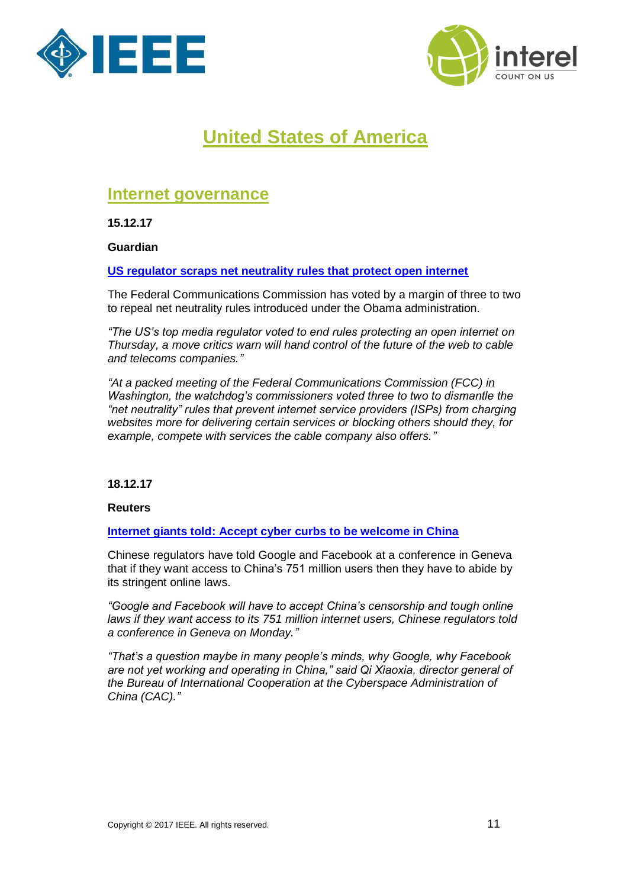# United States of America

## Internet governance

**15.12.17**

**Guardian**

**US regulator scraps net neutrality rules that protect open internet**

The Federal Communications Commission has voted by a margin of three to two to repeal net neutrality rules introduced under the Obama administration.

*"The US's top media regulator voted to end rules protecting an open internet on Thursday, a move critics warn will hand control of the future of the web to cable and telecoms companies."*

*"At a packed meeting of the Federal Communications Commission (FCC) in Washington, the watchdog's commissioners voted three to two to dismantle the "net neutrality" rules that prevent internet service providers (ISPs) from charging websites more for delivering certain services or blocking others should they, for example, compete with services the cable company also offers."*

**18.12.17**

**Reuters**

**Internet giants told: Accept cyber curbs to be welcome in China**

Chinese regulators have told Google and Facebook at a conference in Geneva that if they want access to China's 751 million users then they have to abide by its stringent online laws.

*"Google and Facebook will have to accept China's censorship and tough online laws if they want access to its 751 million internet users, Chinese regulators told a conference in Geneva on Monday."*

*"That's a question maybe in many people's minds, why Google, why Facebook are not yet working and operating in China," said Qi Xiaoxia, director general of the Bureau of International Cooperation at the Cyberspace Administration of China (CAC)."*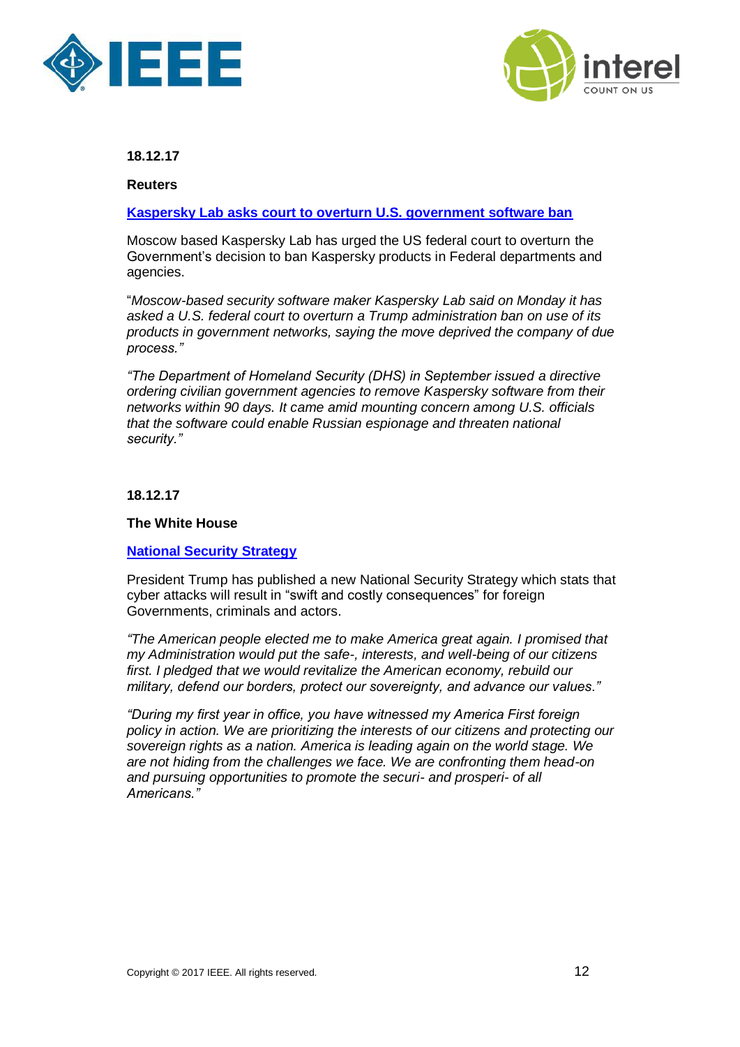**18.12.17**

**Reuters**

**Kaspersky Lab asks court to overturn U.S. government software ban**

Moscow based Kaspersky Lab has urged the US federal court to overturn the Government's decision to ban Kaspersky products in Federal departments and agencies.

"*Moscow-based security software maker Kaspersky Lab said on Monday it has asked a U.S. federal court to overturn a Trump administration ban on use of its products in government networks, saying the move deprived the company of due process."*

*"The Department of Homeland Security (DHS) in September issued a directive ordering civilian government agencies to remove Kaspersky software from their networks within 90 days. It came amid mounting concern among U.S. officials that the software could enable Russian espionage and threaten national security."*

**18.12.17**

**The White House**

**National Security Strategy**

President Trump has published a new National Security Strategy which stats that cyber attacks will result in "swift and costly consequences" for foreign Governments, criminals and actors.

*"The American people elected me to make America great again. I promised that my Administration would put the safe-, interests, and well-being of our citizens first. I pledged that we would revitalize the American economy, rebuild our military, defend our borders, protect our sovereignty, and advance our values."*

*"During my first year in office, you have witnessed my America First foreign policy in action. We are prioritizing the interests of our citizens and protecting our sovereign rights as a nation. America is leading again on the world stage. We are not hiding from the challenges we face. We are confronting them head-on and pursuing opportunities to promote the securi- and prosperi- of all Americans."*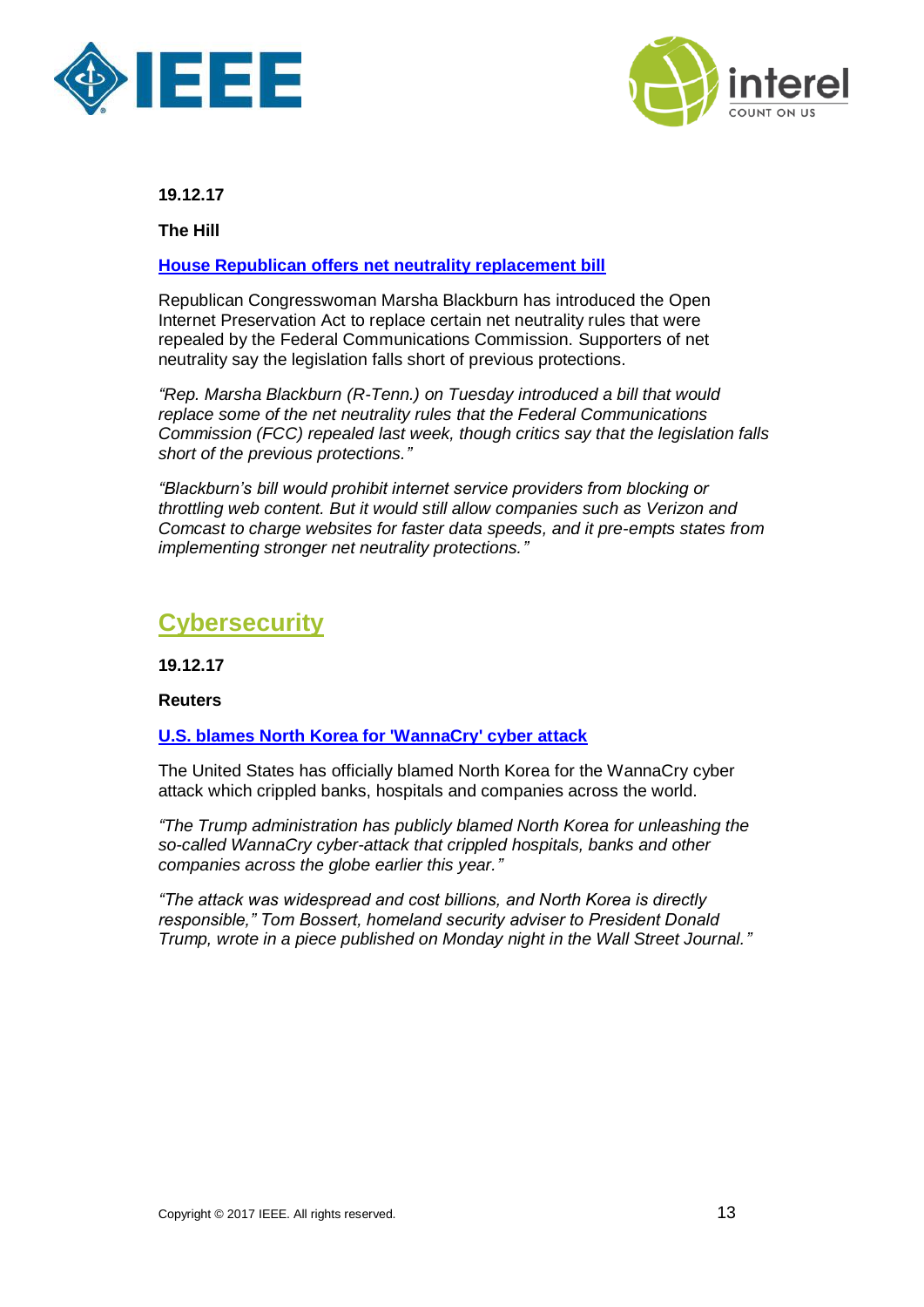**19.12.17**

**The Hill**

**[House Republican offers net neutrality replacement bill]**

Republican Congresswoman Marsha Blackburn has introduced the Open Internet Preservation Act to replace certain net neutrality rules that were repealed by the Federal Communications Commission. Supporters of net neutrality say the legislation falls short of previous protections.

*"Rep. Marsha Blackburn (R-Tenn.) on Tuesday introduced a bill that would replace some of the net neutrality rules that the Federal Communications Commission (FCC) repealed last week, though critics say that the legislation falls short of the previous protections."*

*"Blackburn's bill would prohibit internet service providers from blocking or throttling web content. But it would still allow companies such as Verizon and Comcast to charge websites for faster data speeds, and it pre-empts states from implementing stronger net neutrality protections."*

## Cybersecurity

**19.12.17**

**Reuters**

**[U.S. blames North Korea for 'WannaCry' cyber attack]**

The United States has officially blamed North Korea for the WannaCry cyber attack which crippled banks, hospitals and companies across the world.

*"The Trump administration has publicly blamed North Korea for unleashing the so-called WannaCry cyber-attack that crippled hospitals, banks and other companies across the globe earlier this year."*

*"The attack was widespread and cost billions, and North Korea is directly responsible," Tom Bossert, homeland security adviser to President Donald Trump, wrote in a piece published on Monday night in the Wall Street Journal."*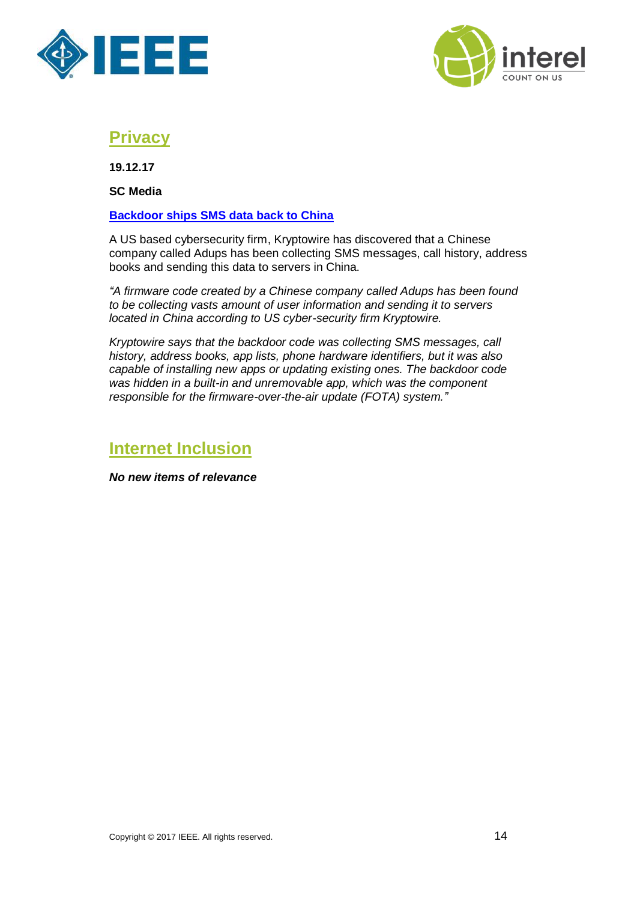## Privacy

**19.12.17**

**SC Media**

**Backdoor ships SMS data back to China**

A US based cybersecurity firm, Kryptowire has discovered that a Chinese company called Adups has been collecting SMS messages, call history, address books and sending this data to servers in China.

*"A firmware code created by a Chinese company called Adups has been found to be collecting vasts amount of user information and sending it to servers located in China according to US cyber-security firm Kryptowire.*

*Kryptowire says that the backdoor code was collecting SMS messages, call history, address books, app lists, phone hardware identifiers, but it was also capable of installing new apps or updating existing ones. The backdoor code was hidden in a built-in and unremovable app, which was the component responsible for the firmware-over-the-air update (FOTA) system."*

## Internet Inclusion

***No new items of relevance***

Copyright © 2017 IEEE. All rights reserved.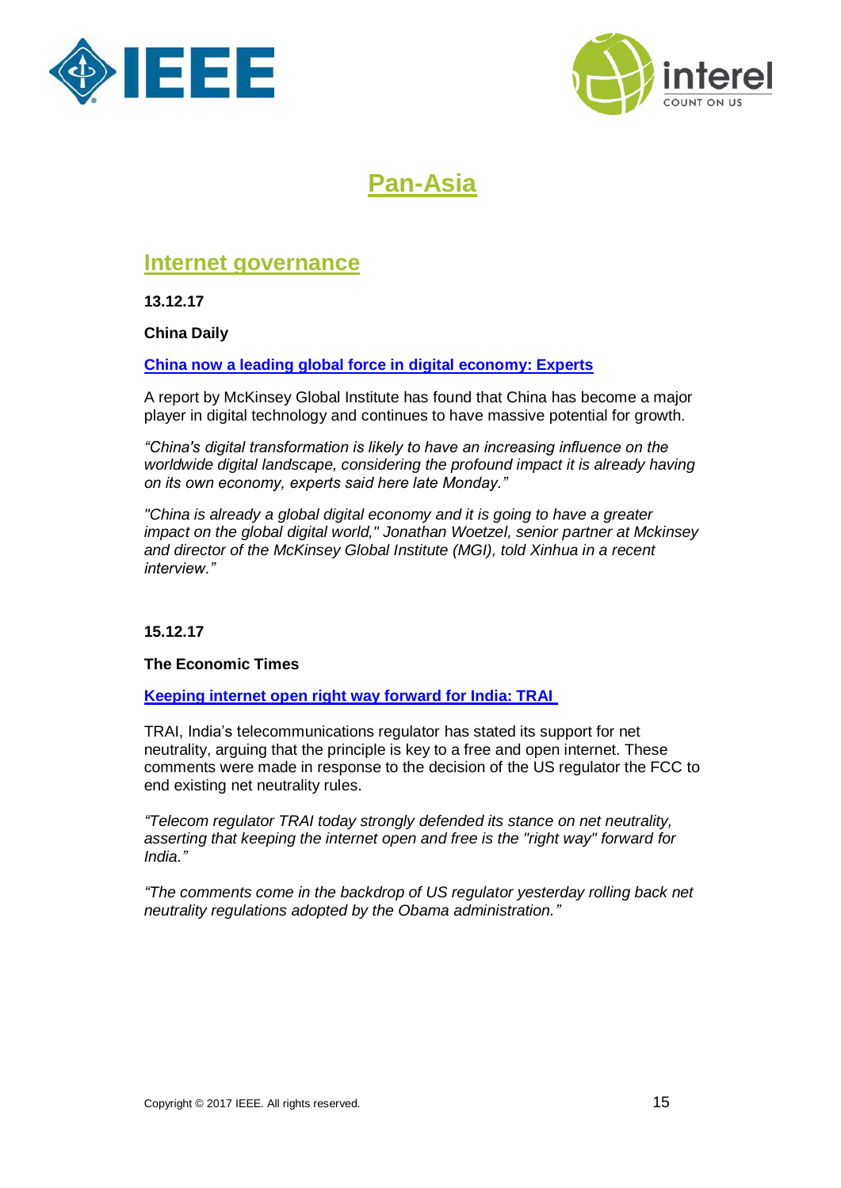# Pan-Asia

## Internet governance

**13.12.17**

**China Daily**

**China now a leading global force in digital economy: Experts**

A report by McKinsey Global Institute has found that China has become a major player in digital technology and continues to have massive potential for growth.

*“China's digital transformation is likely to have an increasing influence on the worldwide digital landscape, considering the profound impact it is already having on its own economy, experts said here late Monday.”*

*"China is already a global digital economy and it is going to have a greater impact on the global digital world," Jonathan Woetzel, senior partner at Mckinsey and director of the McKinsey Global Institute (MGI), told Xinhua in a recent interview.”*

**15.12.17**

**The Economic Times**

**Keeping internet open right way forward for India: TRAI**

TRAI, India’s telecommunications regulator has stated its support for net neutrality, arguing that the principle is key to a free and open internet. These comments were made in response to the decision of the US regulator the FCC to end existing net neutrality rules.

*“Telecom regulator TRAI today strongly defended its stance on net neutrality, asserting that keeping the internet open and free is the "right way" forward for India.”*

*“The comments come in the backdrop of US regulator yesterday rolling back net neutrality regulations adopted by the Obama administration.”*

Copyright © 2017 IEEE. All rights reserved.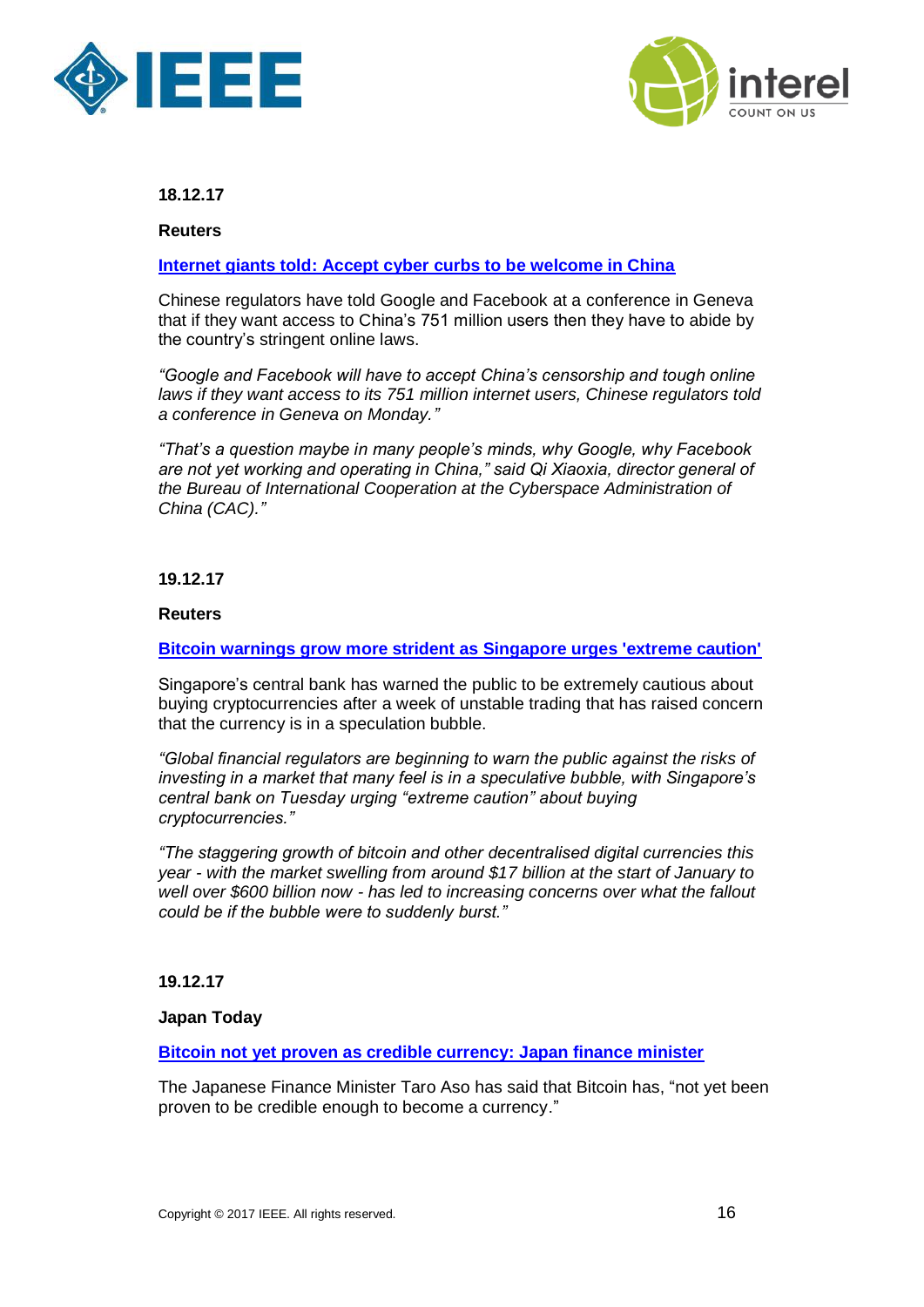**18.12.17**

**Reuters**

**Internet giants told: Accept cyber curbs to be welcome in China**

Chinese regulators have told Google and Facebook at a conference in Geneva that if they want access to China's 751 million users then they have to abide by the country's stringent online laws.

*"Google and Facebook will have to accept China's censorship and tough online laws if they want access to its 751 million internet users, Chinese regulators told a conference in Geneva on Monday."*

*"That's a question maybe in many people's minds, why Google, why Facebook are not yet working and operating in China," said Qi Xiaoxia, director general of the Bureau of International Cooperation at the Cyberspace Administration of China (CAC)."*

**19.12.17**

**Reuters**

**Bitcoin warnings grow more strident as Singapore urges 'extreme caution'**

Singapore's central bank has warned the public to be extremely cautious about buying cryptocurrencies after a week of unstable trading that has raised concern that the currency is in a speculation bubble.

*"Global financial regulators are beginning to warn the public against the risks of investing in a market that many feel is in a speculative bubble, with Singapore's central bank on Tuesday urging "extreme caution" about buying cryptocurrencies."*

*"The staggering growth of bitcoin and other decentralised digital currencies this year - with the market swelling from around $17 billion at the start of January to well over $600 billion now - has led to increasing concerns over what the fallout could be if the bubble were to suddenly burst."*

**19.12.17**

**Japan Today**

**Bitcoin not yet proven as credible currency: Japan finance minister**

The Japanese Finance Minister Taro Aso has said that Bitcoin has, "not yet been proven to be credible enough to become a currency."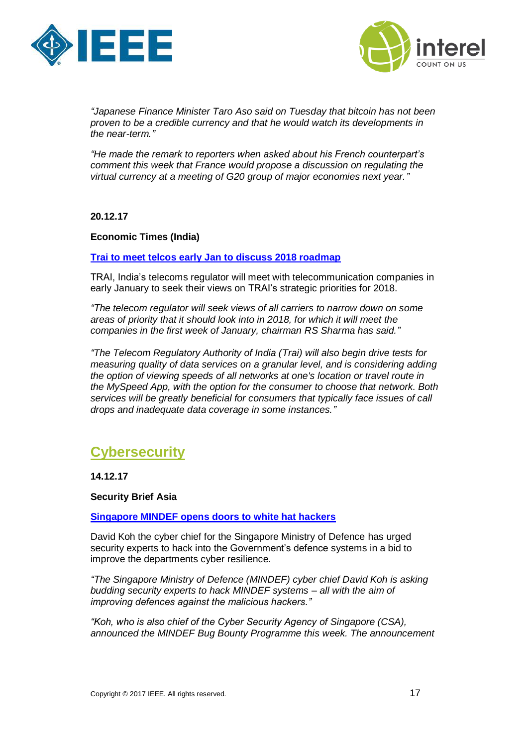*"Japanese Finance Minister Taro Aso said on Tuesday that bitcoin has not been proven to be a credible currency and that he would watch its developments in the near-term."*

*"He made the remark to reporters when asked about his French counterpart's comment this week that France would propose a discussion on regulating the virtual currency at a meeting of G20 group of major economies next year."*

**20.12.17**

**Economic Times (India)**

**Trai to meet telcos early Jan to discuss 2018 roadmap**

TRAI, India's telecoms regulator will meet with telecommunication companies in early January to seek their views on TRAI's strategic priorities for 2018.

*"The telecom regulator will seek views of all carriers to narrow down on some areas of priority that it should look into in 2018, for which it will meet the companies in the first week of January, chairman RS Sharma has said."*

*"The Telecom Regulatory Authority of India (Trai) will also begin drive tests for measuring quality of data services on a granular level, and is considering adding the option of viewing speeds of all networks at one's location or travel route in the MySpeed App, with the option for the consumer to choose that network. Both services will be greatly beneficial for consumers that typically face issues of call drops and inadequate data coverage in some instances."*

## Cybersecurity

**14.12.17**

**Security Brief Asia**

**Singapore MINDEF opens doors to white hat hackers**

David Koh the cyber chief for the Singapore Ministry of Defence has urged security experts to hack into the Government's defence systems in a bid to improve the departments cyber resilience.

*"The Singapore Ministry of Defence (MINDEF) cyber chief David Koh is asking budding security experts to hack MINDEF systems – all with the aim of improving defences against the malicious hackers."*

*"Koh, who is also chief of the Cyber Security Agency of Singapore (CSA), announced the MINDEF Bug Bounty Programme this week. The announcement*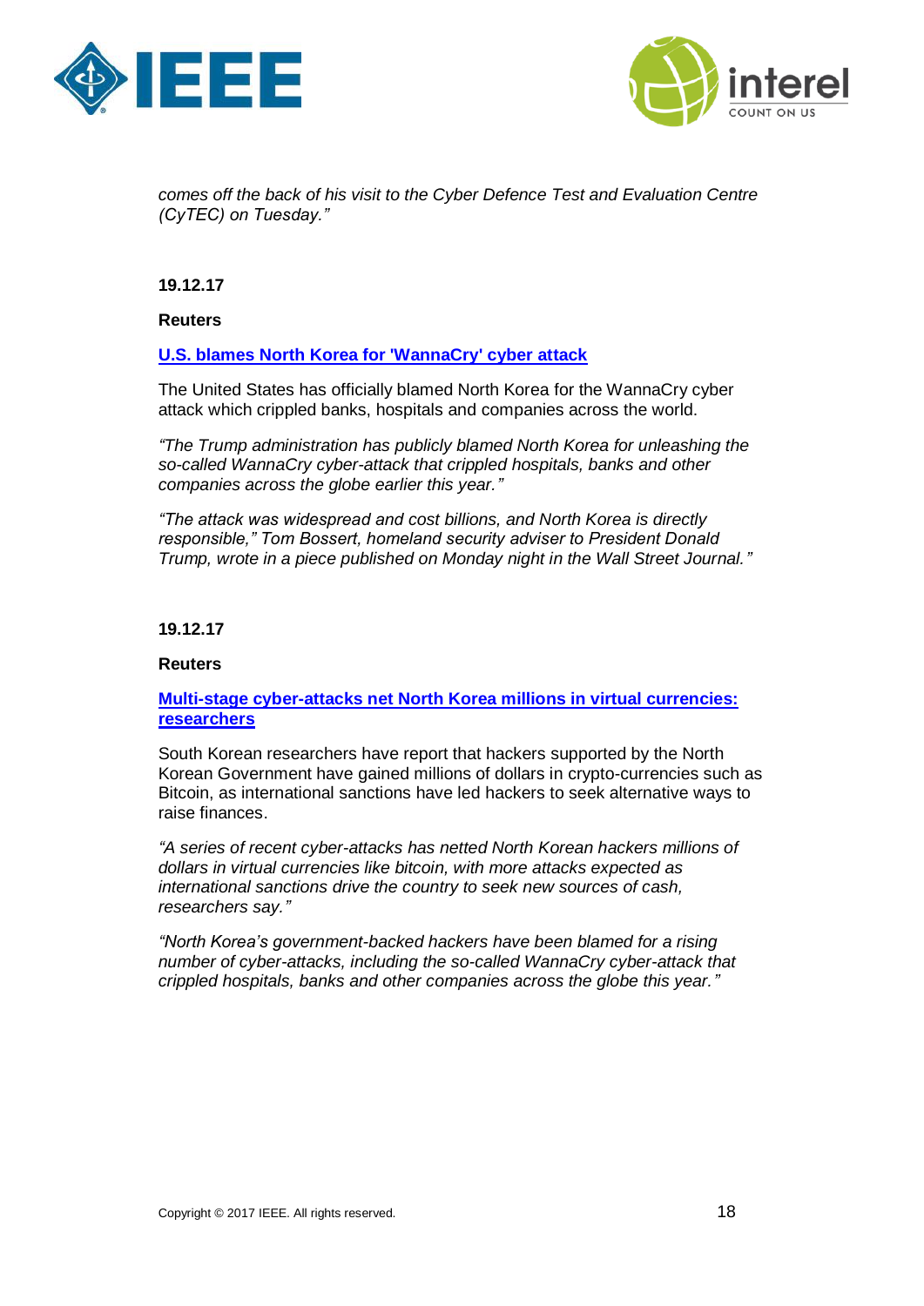*comes off the back of his visit to the Cyber Defence Test and Evaluation Centre (CyTEC) on Tuesday."*

**19.12.17**

**Reuters**

**U.S. blames North Korea for 'WannaCry' cyber attack**

The United States has officially blamed North Korea for the WannaCry cyber attack which crippled banks, hospitals and companies across the world.

*"The Trump administration has publicly blamed North Korea for unleashing the so-called WannaCry cyber-attack that crippled hospitals, banks and other companies across the globe earlier this year."*

*"The attack was widespread and cost billions, and North Korea is directly responsible," Tom Bossert, homeland security adviser to President Donald Trump, wrote in a piece published on Monday night in the Wall Street Journal."*

**19.12.17**

**Reuters**

**Multi-stage cyber-attacks net North Korea millions in virtual currencies: researchers**

South Korean researchers have report that hackers supported by the North Korean Government have gained millions of dollars in crypto-currencies such as Bitcoin, as international sanctions have led hackers to seek alternative ways to raise finances.

*"A series of recent cyber-attacks has netted North Korean hackers millions of dollars in virtual currencies like bitcoin, with more attacks expected as international sanctions drive the country to seek new sources of cash, researchers say."*

*"North Korea's government-backed hackers have been blamed for a rising number of cyber-attacks, including the so-called WannaCry cyber-attack that crippled hospitals, banks and other companies across the globe this year."*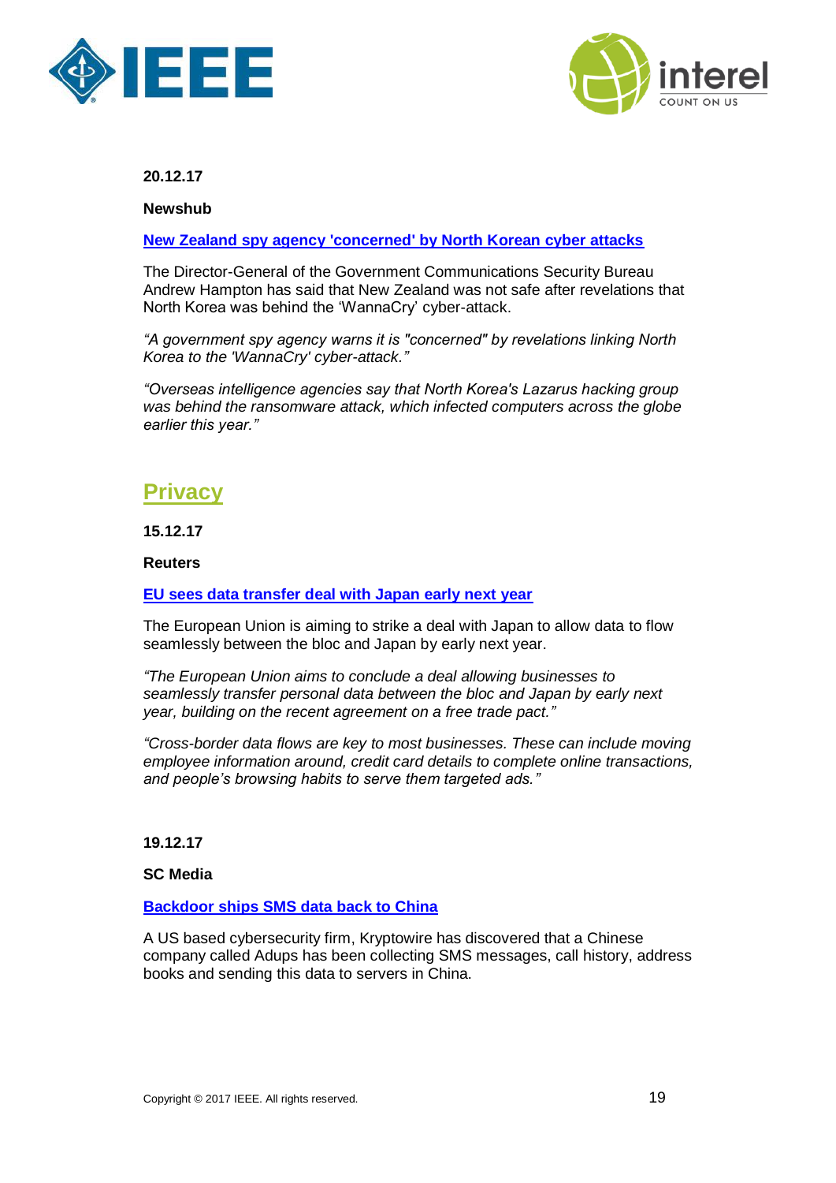**20.12.17**

**Newshub**

**New Zealand spy agency 'concerned' by North Korean cyber attacks**

The Director-General of the Government Communications Security Bureau Andrew Hampton has said that New Zealand was not safe after revelations that North Korea was behind the 'WannaCry' cyber-attack.

*"A government spy agency warns it is "concerned" by revelations linking North Korea to the 'WannaCry' cyber-attack."*

*"Overseas intelligence agencies say that North Korea's Lazarus hacking group was behind the ransomware attack, which infected computers across the globe earlier this year."*

## Privacy

**15.12.17**

**Reuters**

**EU sees data transfer deal with Japan early next year**

The European Union is aiming to strike a deal with Japan to allow data to flow seamlessly between the bloc and Japan by early next year.

*"The European Union aims to conclude a deal allowing businesses to seamlessly transfer personal data between the bloc and Japan by early next year, building on the recent agreement on a free trade pact."*

*"Cross-border data flows are key to most businesses. These can include moving employee information around, credit card details to complete online transactions, and people's browsing habits to serve them targeted ads."*

**19.12.17**

**SC Media**

**Backdoor ships SMS data back to China**

A US based cybersecurity firm, Kryptowire has discovered that a Chinese company called Adups has been collecting SMS messages, call history, address books and sending this data to servers in China.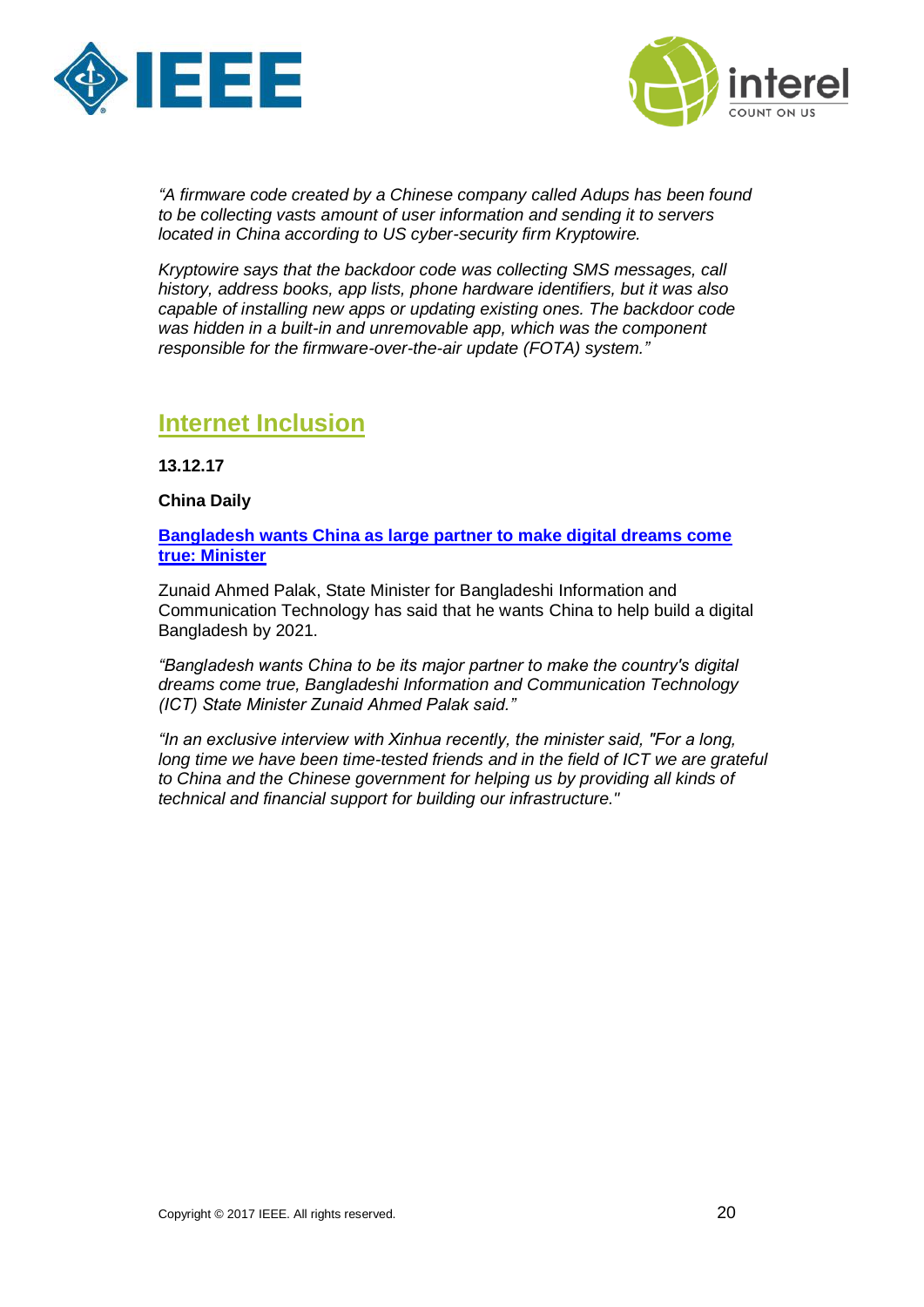*"A firmware code created by a Chinese company called Adups has been found to be collecting vasts amount of user information and sending it to servers located in China according to US cyber-security firm Kryptowire.*

*Kryptowire says that the backdoor code was collecting SMS messages, call history, address books, app lists, phone hardware identifiers, but it was also capable of installing new apps or updating existing ones. The backdoor code was hidden in a built-in and unremovable app, which was the component responsible for the firmware-over-the-air update (FOTA) system."*

## Internet Inclusion

**13.12.17**

**China Daily**

**Bangladesh wants China as large partner to make digital dreams come true: Minister**

Zunaid Ahmed Palak, State Minister for Bangladeshi Information and Communication Technology has said that he wants China to help build a digital Bangladesh by 2021.

*"Bangladesh wants China to be its major partner to make the country's digital dreams come true, Bangladeshi Information and Communication Technology (ICT) State Minister Zunaid Ahmed Palak said."*

*"In an exclusive interview with Xinhua recently, the minister said, "For a long, long time we have been time-tested friends and in the field of ICT we are grateful to China and the Chinese government for helping us by providing all kinds of technical and financial support for building our infrastructure."*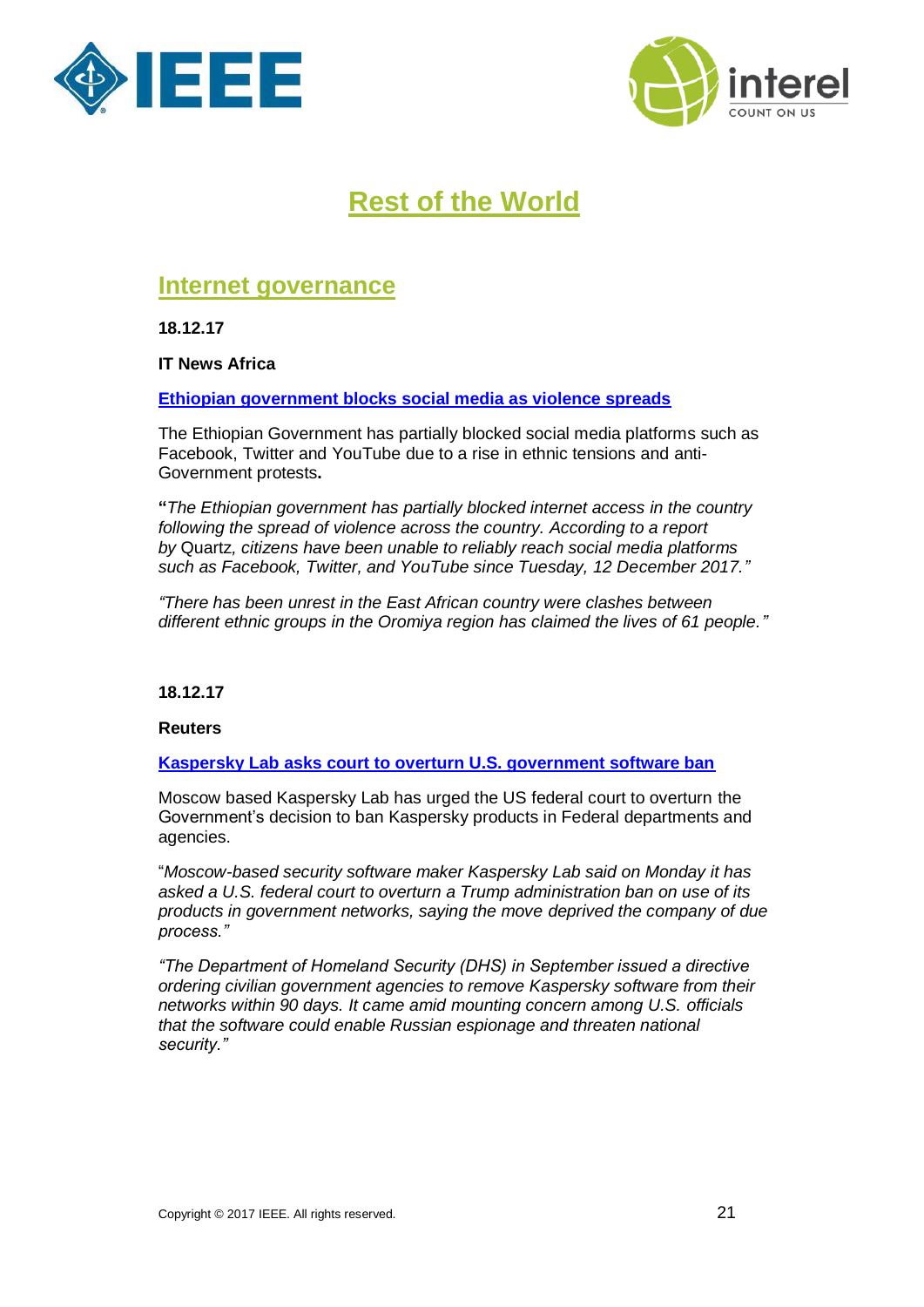# Rest of the World

## Internet governance

**18.12.17**

**IT News Africa**

**Ethiopian government blocks social media as violence spreads**

The Ethiopian Government has partially blocked social media platforms such as Facebook, Twitter and YouTube due to a rise in ethnic tensions and anti-Government protests**.**

**"***The Ethiopian government has partially blocked internet access in the country following the spread of violence across the country. According to a report by* Quartz*, citizens have been unable to reliably reach social media platforms such as Facebook, Twitter, and YouTube since Tuesday, 12 December 2017."*

*"There has been unrest in the East African country were clashes between different ethnic groups in the Oromiya region has claimed the lives of 61 people."*

**18.12.17**

**Reuters**

**Kaspersky Lab asks court to overturn U.S. government software ban**

Moscow based Kaspersky Lab has urged the US federal court to overturn the Government's decision to ban Kaspersky products in Federal departments and agencies.

"*Moscow-based security software maker Kaspersky Lab said on Monday it has asked a U.S. federal court to overturn a Trump administration ban on use of its products in government networks, saying the move deprived the company of due process."*

*"The Department of Homeland Security (DHS) in September issued a directive ordering civilian government agencies to remove Kaspersky software from their networks within 90 days. It came amid mounting concern among U.S. officials that the software could enable Russian espionage and threaten national security."*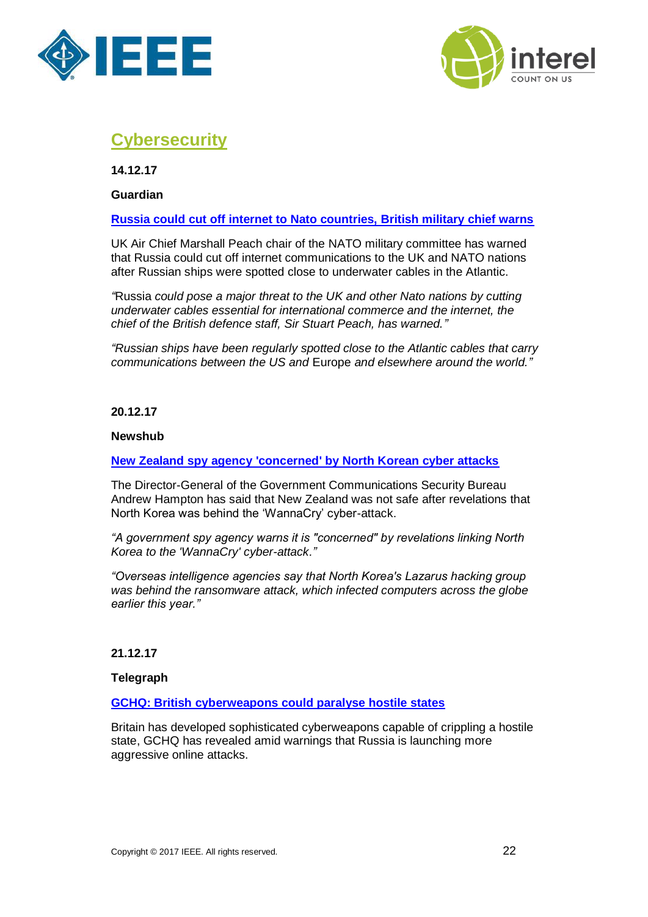## Cybersecurity

**14.12.17**

**Guardian**

**Russia could cut off internet to Nato countries, British military chief warns**

UK Air Chief Marshall Peach chair of the NATO military committee has warned that Russia could cut off internet communications to the UK and NATO nations after Russian ships were spotted close to underwater cables in the Atlantic.

*"*Russia *could pose a major threat to the UK and other Nato nations by cutting underwater cables essential for international commerce and the internet, the chief of the British defence staff, Sir Stuart Peach, has warned."*

*"Russian ships have been regularly spotted close to the Atlantic cables that carry communications between the US and* Europe *and elsewhere around the world."*

**20.12.17**

**Newshub**

**New Zealand spy agency 'concerned' by North Korean cyber attacks**

The Director-General of the Government Communications Security Bureau Andrew Hampton has said that New Zealand was not safe after revelations that North Korea was behind the 'WannaCry' cyber-attack.

*"A government spy agency warns it is "concerned" by revelations linking North Korea to the 'WannaCry' cyber-attack."*

*"Overseas intelligence agencies say that North Korea's Lazarus hacking group was behind the ransomware attack, which infected computers across the globe earlier this year."*

**21.12.17**

**Telegraph**

**GCHQ: British cyberweapons could paralyse hostile states**

Britain has developed sophisticated cyberweapons capable of crippling a hostile state, GCHQ has revealed amid warnings that Russia is launching more aggressive online attacks.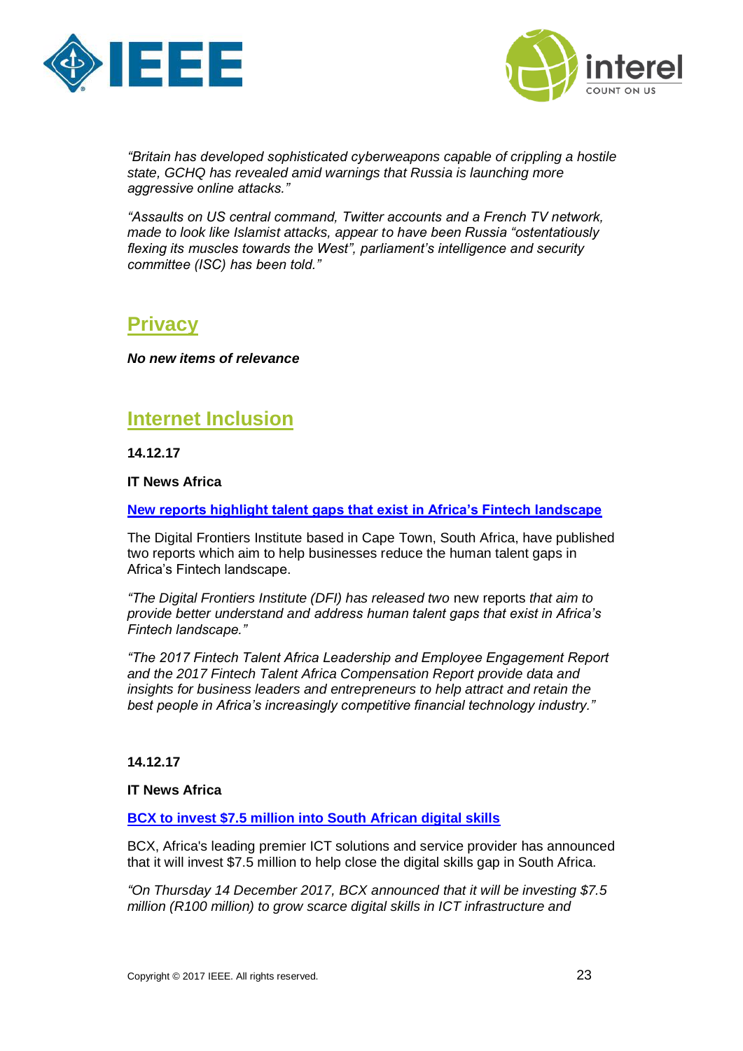*"Britain has developed sophisticated cyberweapons capable of crippling a hostile state, GCHQ has revealed amid warnings that Russia is launching more aggressive online attacks."*

*"Assaults on US central command, Twitter accounts and a French TV network, made to look like Islamist attacks, appear to have been Russia "ostentatiously flexing its muscles towards the West", parliament's intelligence and security committee (ISC) has been told."*

## Privacy

***No new items of relevance***

## Internet Inclusion

**14.12.17**

**IT News Africa**

**New reports highlight talent gaps that exist in Africa's Fintech landscape**

The Digital Frontiers Institute based in Cape Town, South Africa, have published two reports which aim to help businesses reduce the human talent gaps in Africa's Fintech landscape.

*"The Digital Frontiers Institute (DFI) has released two* new reports *that aim to provide better understand and address human talent gaps that exist in Africa's Fintech landscape."*

*"The 2017 Fintech Talent Africa Leadership and Employee Engagement Report and the 2017 Fintech Talent Africa Compensation Report provide data and insights for business leaders and entrepreneurs to help attract and retain the best people in Africa's increasingly competitive financial technology industry."*

**14.12.17**

**IT News Africa**

**BCX to invest $7.5 million into South African digital skills**

BCX, Africa's leading premier ICT solutions and service provider has announced that it will invest $7.5 million to help close the digital skills gap in South Africa.

*"On Thursday 14 December 2017, BCX announced that it will be investing $7.5 million (R100 million) to grow scarce digital skills in ICT infrastructure and*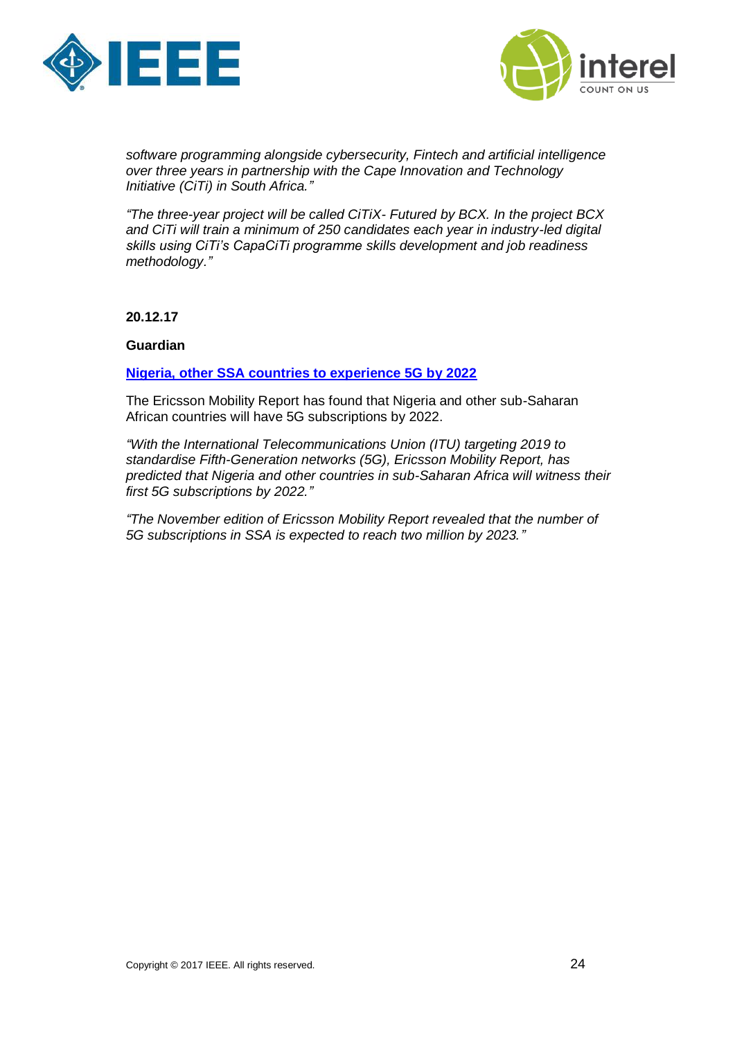*software programming alongside cybersecurity, Fintech and artificial intelligence over three years in partnership with the Cape Innovation and Technology Initiative (CiTi) in South Africa."*

*"The three-year project will be called CiTiX- Futured by BCX. In the project BCX and CiTi will train a minimum of 250 candidates each year in industry-led digital skills using CiTi's CapaCiTi programme skills development and job readiness methodology."*

**20.12.17**

**Guardian**

**Nigeria, other SSA countries to experience 5G by 2022**

The Ericsson Mobility Report has found that Nigeria and other sub-Saharan African countries will have 5G subscriptions by 2022.

*"With the International Telecommunications Union (ITU) targeting 2019 to standardise Fifth-Generation networks (5G), Ericsson Mobility Report, has predicted that Nigeria and other countries in sub-Saharan Africa will witness their first 5G subscriptions by 2022."*

*"The November edition of Ericsson Mobility Report revealed that the number of 5G subscriptions in SSA is expected to reach two million by 2023."*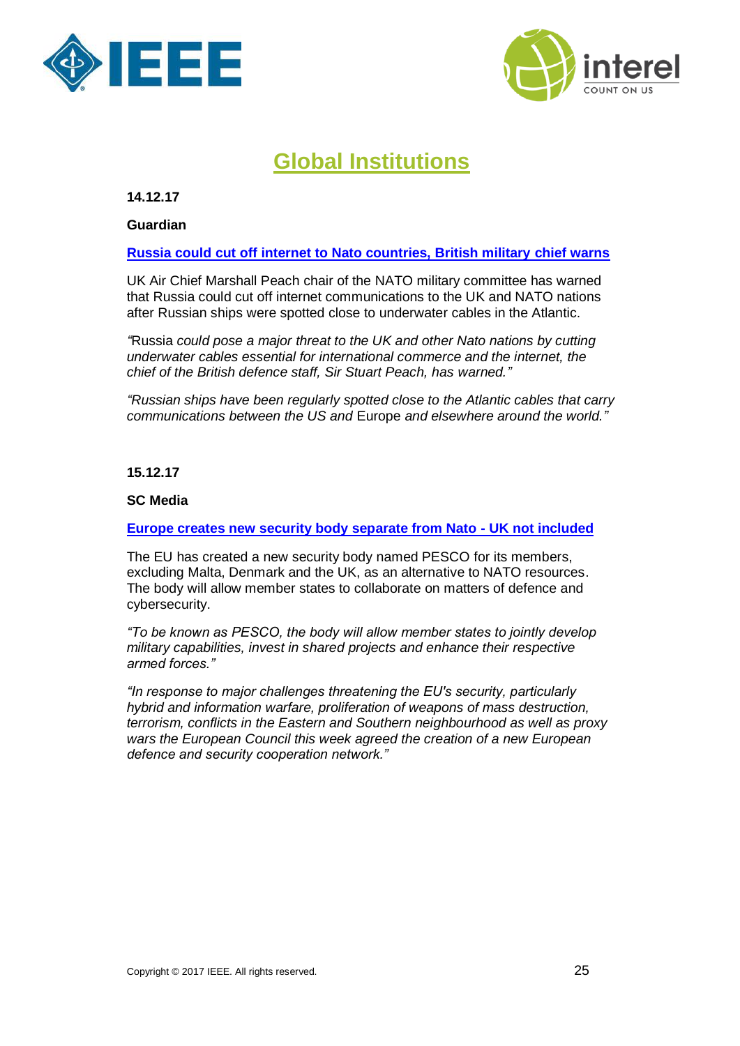# Global Institutions

**14.12.17**

**Guardian**

**Russia could cut off internet to Nato countries, British military chief warns**

UK Air Chief Marshall Peach chair of the NATO military committee has warned that Russia could cut off internet communications to the UK and NATO nations after Russian ships were spotted close to underwater cables in the Atlantic.

*"*Russia *could pose a major threat to the UK and other Nato nations by cutting underwater cables essential for international commerce and the internet, the chief of the British defence staff, Sir Stuart Peach, has warned."*

*"Russian ships have been regularly spotted close to the Atlantic cables that carry communications between the US and* Europe *and elsewhere around the world."*

**15.12.17**

**SC Media**

**Europe creates new security body separate from Nato - UK not included**

The EU has created a new security body named PESCO for its members, excluding Malta, Denmark and the UK, as an alternative to NATO resources. The body will allow member states to collaborate on matters of defence and cybersecurity.

*"To be known as PESCO, the body will allow member states to jointly develop military capabilities, invest in shared projects and enhance their respective armed forces."*

*"In response to major challenges threatening the EU's security, particularly hybrid and information warfare, proliferation of weapons of mass destruction, terrorism, conflicts in the Eastern and Southern neighbourhood as well as proxy wars the European Council this week agreed the creation of a new European defence and security cooperation network."*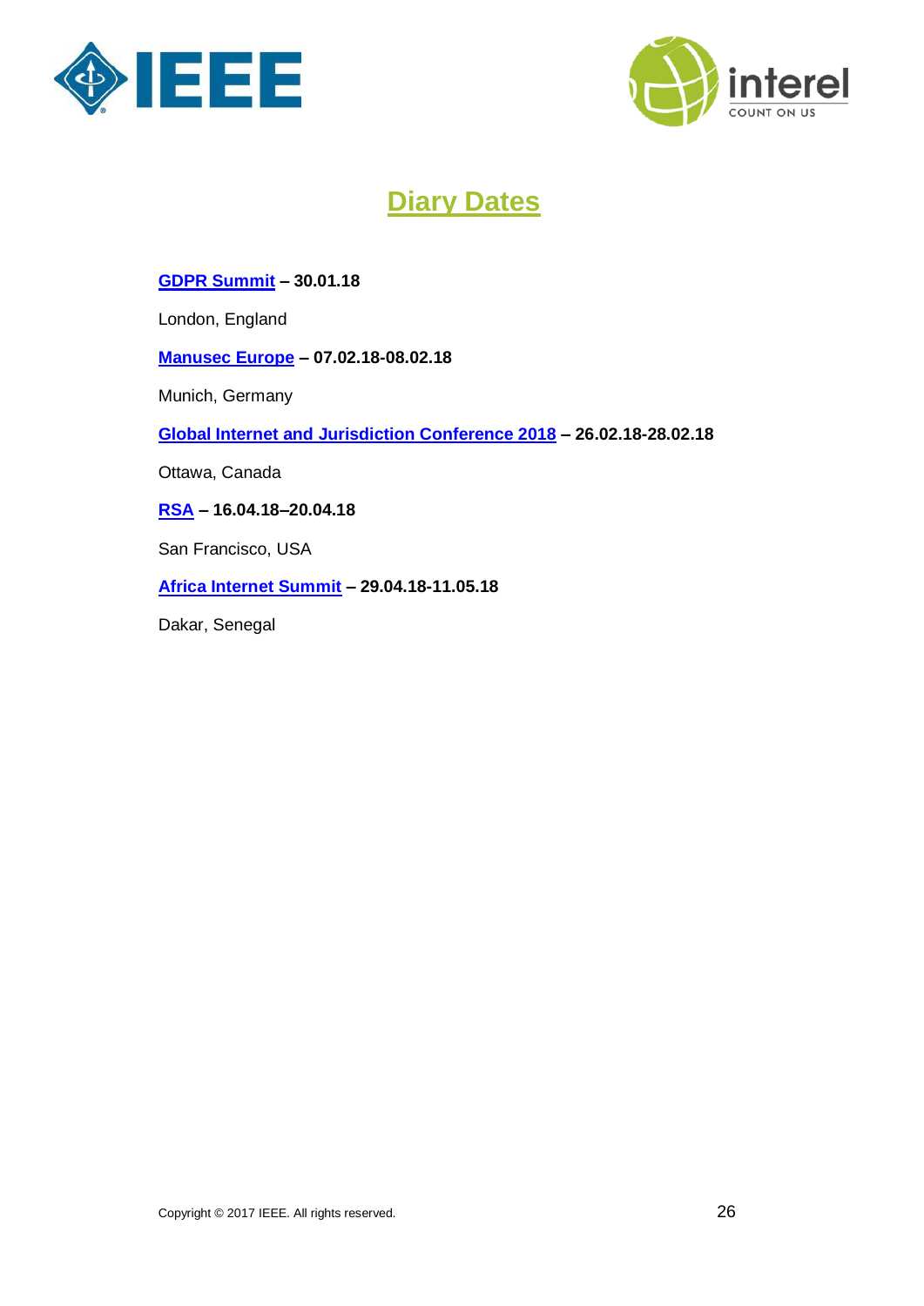# Diary Dates

**GDPR Summit – 30.01.18**

London, England

**Manusec Europe – 07.02.18-08.02.18**

Munich, Germany

**Global Internet and Jurisdiction Conference 2018 – 26.02.18-28.02.18**

Ottawa, Canada

**RSA – 16.04.18–20.04.18**

San Francisco, USA

**Africa Internet Summit – 29.04.18-11.05.18**

Dakar, Senegal